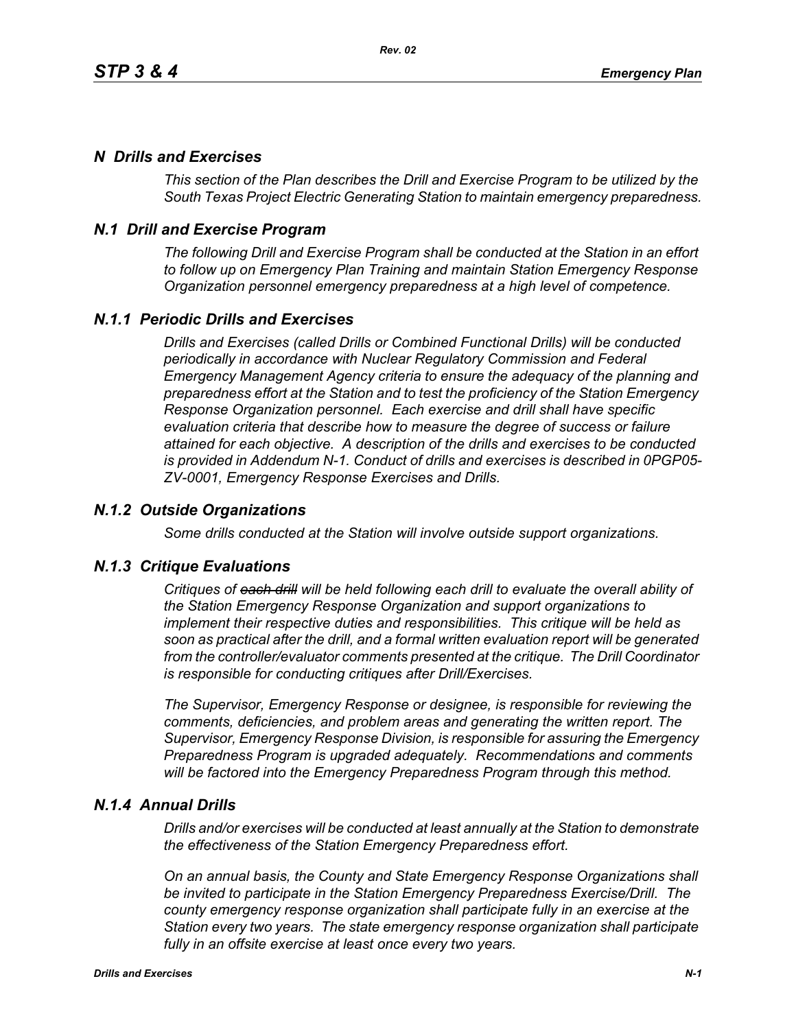# N Drills and Exercises

*This section of the Plan describes the Drill and Exercise Program to be utilized by the South Texas Project Electric Generating Station to maintain emergency preparedness.*

## N.1 Drill and Exercise Program

*The following Drill and Exercise Program shall be conducted at the Station in an effort to follow up on Emergency Plan Training and maintain Station Emergency Response Organization personnel emergency preparedness at a high level of competence.*

### N.1.1 Periodic Drills and Exercises

*Drills and Exercises (called Drills or Combined Functional Drills) will be conducted periodically in accordance with Nuclear Regulatory Commission and Federal Emergency Management Agency criteria to ensure the adequacy of the planning and preparedness effort at the Station and to test the proficiency of the Station Emergency Response Organization personnel. Each exercise and drill shall have specific evaluation criteria that describe how to measure the degree of success or failure attained for each objective. A description of the drills and exercises to be conducted is provided in Addendum N-1. Conduct of drills and exercises is described in 0PGP05-ZV-0001, Emergency Response Exercises and Drills.*

### N.1.2 Outside Organizations

*Some drills conducted at the Station will involve outside support organizations.*

### N.1.3 Critique Evaluations

*Critiques of ~~each drill~~ will be held following each drill to evaluate the overall ability of the Station Emergency Response Organization and support organizations to implement their respective duties and responsibilities. This critique will be held as soon as practical after the drill, and a formal written evaluation report will be generated from the controller/evaluator comments presented at the critique. The Drill Coordinator is responsible for conducting critiques after Drill/Exercises.*

*The Supervisor, Emergency Response or designee, is responsible for reviewing the comments, deficiencies, and problem areas and generating the written report. The Supervisor, Emergency Response Division, is responsible for assuring the Emergency Preparedness Program is upgraded adequately. Recommendations and comments will be factored into the Emergency Preparedness Program through this method.*

### N.1.4 Annual Drills

*Drills and/or exercises will be conducted at least annually at the Station to demonstrate the effectiveness of the Station Emergency Preparedness effort.*

*On an annual basis, the County and State Emergency Response Organizations shall be invited to participate in the Station Emergency Preparedness Exercise/Drill. The county emergency response organization shall participate fully in an exercise at the Station every two years. The state emergency response organization shall participate fully in an offsite exercise at least once every two years.*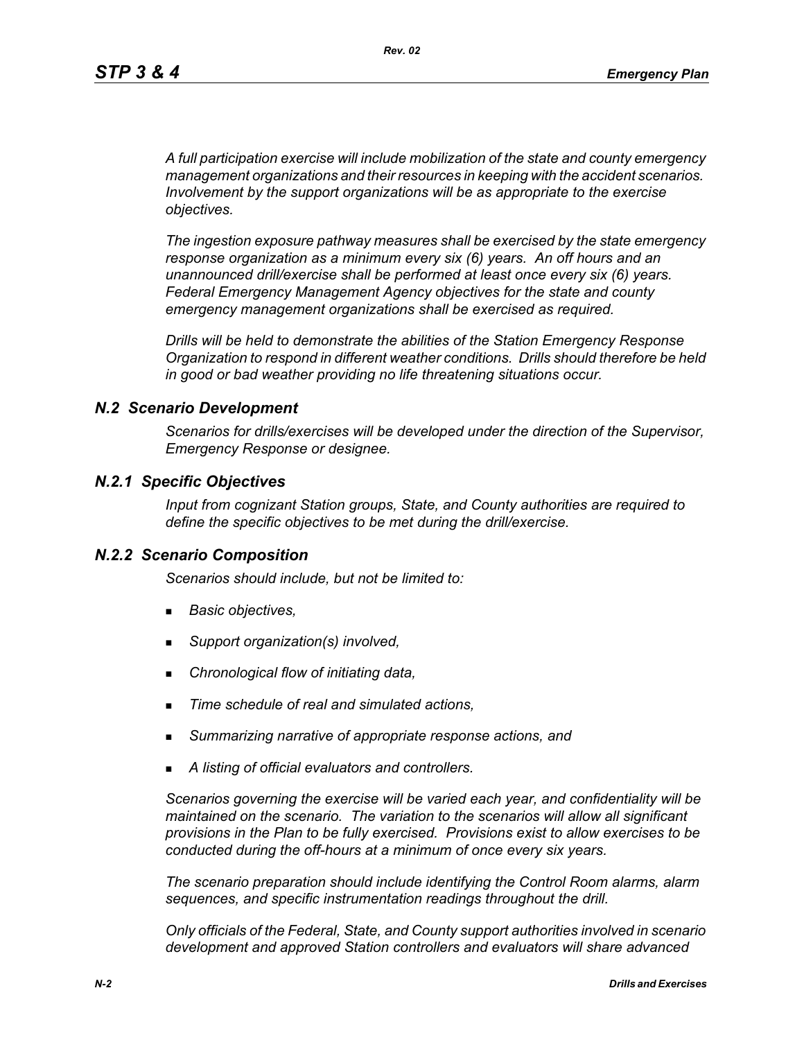*A full participation exercise will include mobilization of the state and county emergency management organizations and their resources in keeping with the accident scenarios. Involvement by the support organizations will be as appropriate to the exercise objectives.*

*The ingestion exposure pathway measures shall be exercised by the state emergency response organization as a minimum every six (6) years. An off hours and an unannounced drill/exercise shall be performed at least once every six (6) years. Federal Emergency Management Agency objectives for the state and county emergency management organizations shall be exercised as required.*

*Drills will be held to demonstrate the abilities of the Station Emergency Response Organization to respond in different weather conditions. Drills should therefore be held in good or bad weather providing no life threatening situations occur.*

## *N.2 Scenario Development*

*Scenarios for drills/exercises will be developed under the direction of the Supervisor, Emergency Response or designee.*

### *N.2.1 Specific Objectives*

*Input from cognizant Station groups, State, and County authorities are required to define the specific objectives to be met during the drill/exercise.*

### *N.2.2 Scenario Composition*

*Scenarios should include, but not be limited to:*

- *Basic objectives,*
- *Support organization(s) involved,*
- *Chronological flow of initiating data,*
- *Time schedule of real and simulated actions,*
- *Summarizing narrative of appropriate response actions, and*
- *A listing of official evaluators and controllers.*

*Scenarios governing the exercise will be varied each year, and confidentiality will be maintained on the scenario. The variation to the scenarios will allow all significant provisions in the Plan to be fully exercised. Provisions exist to allow exercises to be conducted during the off-hours at a minimum of once every six years.*

*The scenario preparation should include identifying the Control Room alarms, alarm sequences, and specific instrumentation readings throughout the drill.*

*Only officials of the Federal, State, and County support authorities involved in scenario development and approved Station controllers and evaluators will share advanced*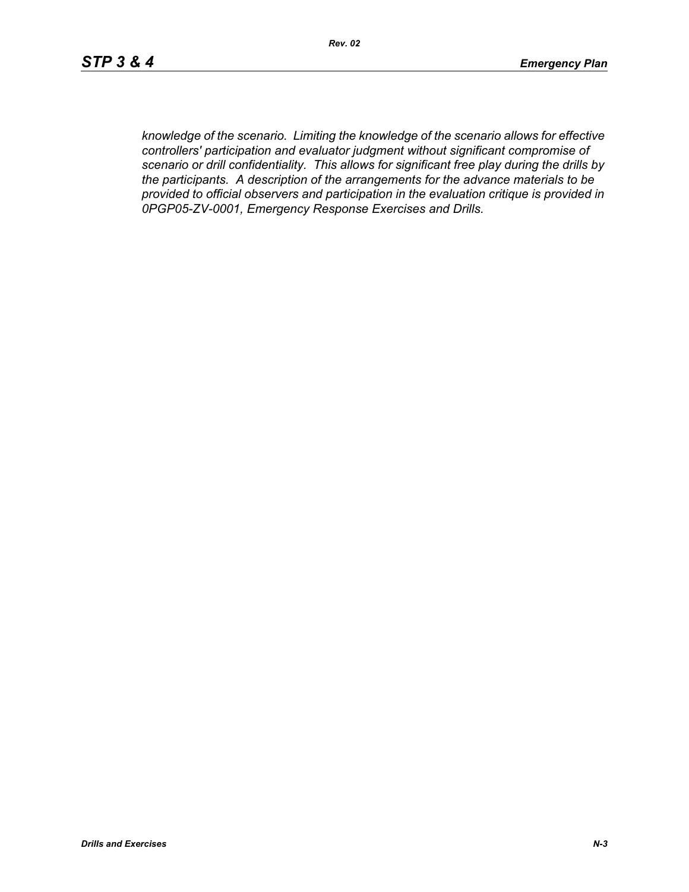*knowledge of the scenario. Limiting the knowledge of the scenario allows for effective controllers' participation and evaluator judgment without significant compromise of scenario or drill confidentiality. This allows for significant free play during the drills by the participants. A description of the arrangements for the advance materials to be provided to official observers and participation in the evaluation critique is provided in 0PGP05-ZV-0001, Emergency Response Exercises and Drills.*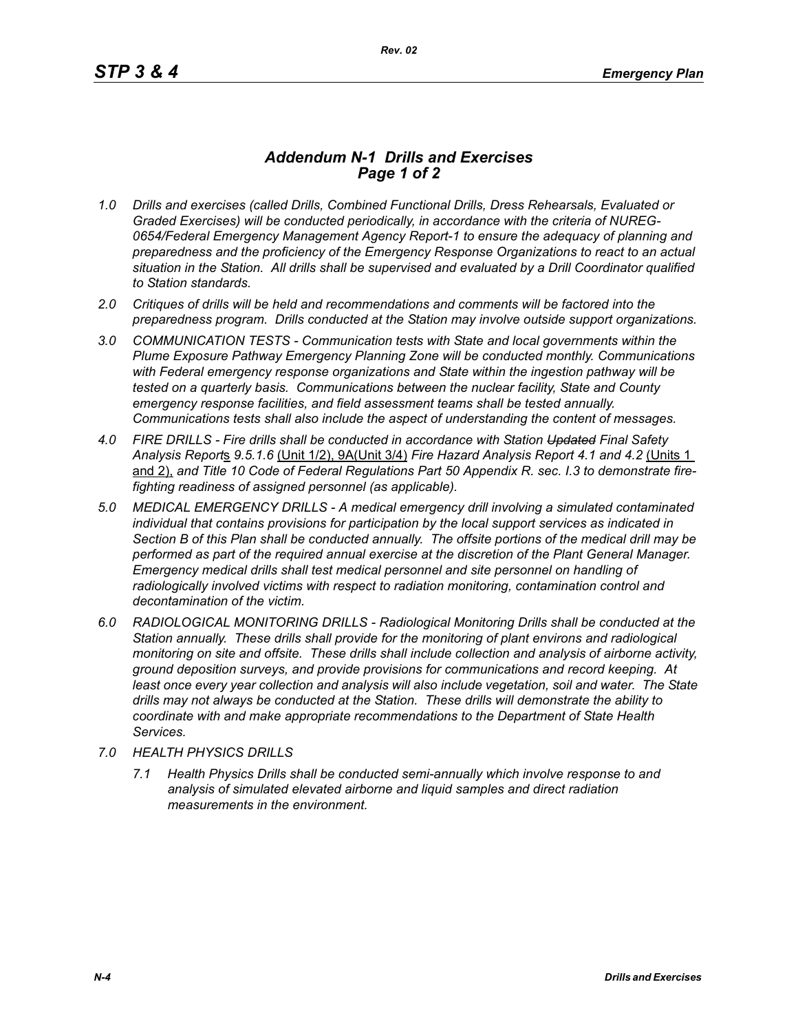## *Addendum N-1 Drills and Exercises*
## *Page 1 of 2*

*1.0 Drills and exercises (called Drills, Combined Functional Drills, Dress Rehearsals, Evaluated or Graded Exercises) will be conducted periodically, in accordance with the criteria of NUREG-0654/Federal Emergency Management Agency Report-1 to ensure the adequacy of planning and preparedness and the proficiency of the Emergency Response Organizations to react to an actual situation in the Station. All drills shall be supervised and evaluated by a Drill Coordinator qualified to Station standards.*

*2.0 Critiques of drills will be held and recommendations and comments will be factored into the preparedness program. Drills conducted at the Station may involve outside support organizations.*

*3.0 COMMUNICATION TESTS - Communication tests with State and local governments within the Plume Exposure Pathway Emergency Planning Zone will be conducted monthly. Communications with Federal emergency response organizations and State within the ingestion pathway will be tested on a quarterly basis. Communications between the nuclear facility, State and County emergency response facilities, and field assessment teams shall be tested annually. Communications tests shall also include the aspect of understanding the content of messages.*

*4.0 FIRE DRILLS - Fire drills shall be conducted in accordance with Station ~~Updated~~ Final Safety Analysis Report*s *9.5.1.6* (Unit 1/2), 9A(Unit 3/4) *Fire Hazard Analysis Report 4.1 and 4.2* (Units 1 and 2), *and Title 10 Code of Federal Regulations Part 50 Appendix R. sec. I.3 to demonstrate fire-fighting readiness of assigned personnel (as applicable).*

*5.0 MEDICAL EMERGENCY DRILLS - A medical emergency drill involving a simulated contaminated individual that contains provisions for participation by the local support services as indicated in Section B of this Plan shall be conducted annually. The offsite portions of the medical drill may be performed as part of the required annual exercise at the discretion of the Plant General Manager. Emergency medical drills shall test medical personnel and site personnel on handling of radiologically involved victims with respect to radiation monitoring, contamination control and decontamination of the victim.*

*6.0 RADIOLOGICAL MONITORING DRILLS - Radiological Monitoring Drills shall be conducted at the Station annually. These drills shall provide for the monitoring of plant environs and radiological monitoring on site and offsite. These drills shall include collection and analysis of airborne activity, ground deposition surveys, and provide provisions for communications and record keeping. At least once every year collection and analysis will also include vegetation, soil and water. The State drills may not always be conducted at the Station. These drills will demonstrate the ability to coordinate with and make appropriate recommendations to the Department of State Health Services.*

*7.0 HEALTH PHYSICS DRILLS*

*7.1 Health Physics Drills shall be conducted semi-annually which involve response to and analysis of simulated elevated airborne and liquid samples and direct radiation measurements in the environment.*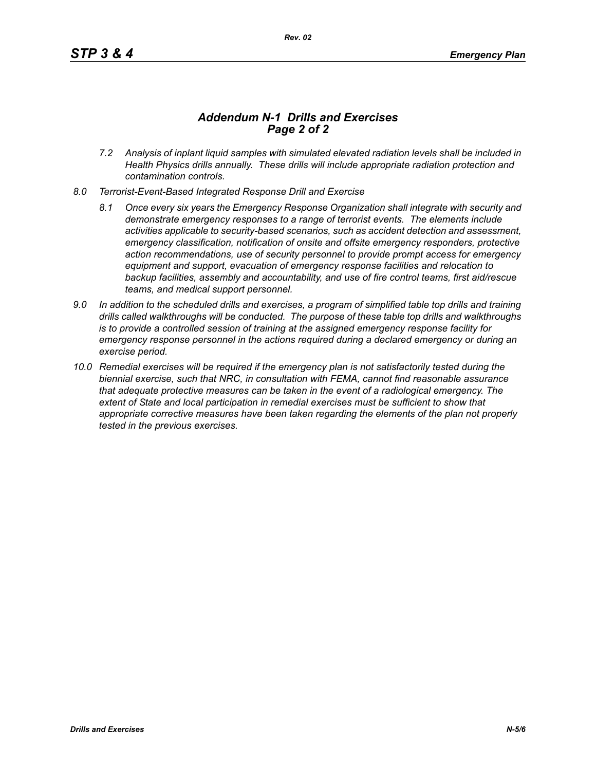## *Addendum N-1 Drills and Exercises*
## *Page 2 of 2*

*7.2 Analysis of inplant liquid samples with simulated elevated radiation levels shall be included in Health Physics drills annually. These drills will include appropriate radiation protection and contamination controls.*

*8.0 Terrorist-Event-Based Integrated Response Drill and Exercise*

*8.1 Once every six years the Emergency Response Organization shall integrate with security and demonstrate emergency responses to a range of terrorist events. The elements include activities applicable to security-based scenarios, such as accident detection and assessment, emergency classification, notification of onsite and offsite emergency responders, protective action recommendations, use of security personnel to provide prompt access for emergency equipment and support, evacuation of emergency response facilities and relocation to backup facilities, assembly and accountability, and use of fire control teams, first aid/rescue teams, and medical support personnel.*

*9.0 In addition to the scheduled drills and exercises, a program of simplified table top drills and training drills called walkthroughs will be conducted. The purpose of these table top drills and walkthroughs is to provide a controlled session of training at the assigned emergency response facility for emergency response personnel in the actions required during a declared emergency or during an exercise period.*

*10.0 Remedial exercises will be required if the emergency plan is not satisfactorily tested during the biennial exercise, such that NRC, in consultation with FEMA, cannot find reasonable assurance that adequate protective measures can be taken in the event of a radiological emergency. The extent of State and local participation in remedial exercises must be sufficient to show that appropriate corrective measures have been taken regarding the elements of the plan not properly tested in the previous exercises.*